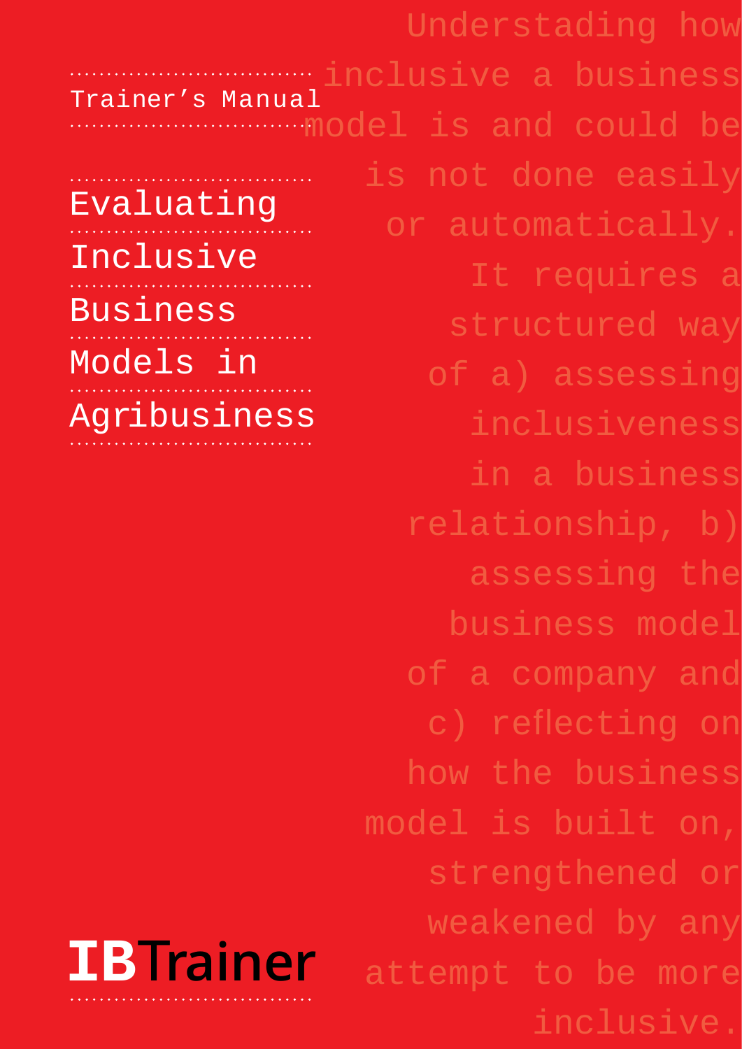Trainer's Manual

# Evaluating Inclusive Business Models in Agribusiness

Understading how inclusive a business model is and could be is not done easily or automatically. It requires a structured way of a) assessing inclusiveness in a business relationship, b) assessing the business model of a company and c) reflecting on how the business model is built on, strengthened or weakened by any attempt to be more inclusive.

IBTrainer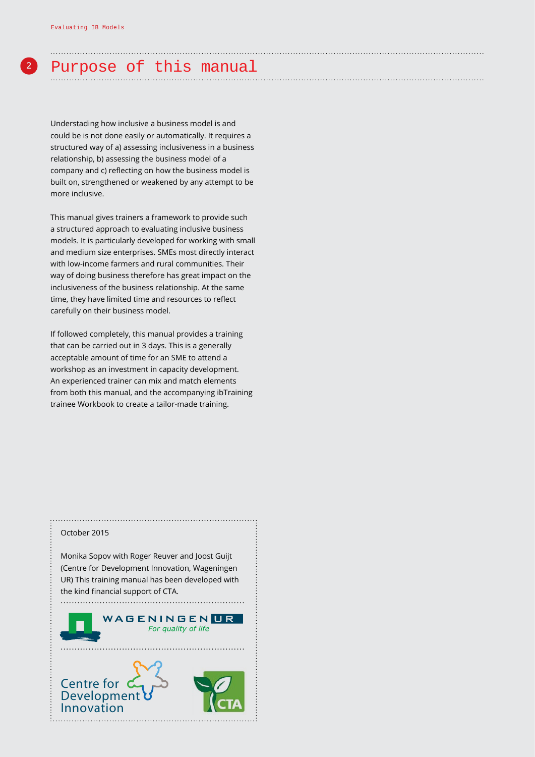# Purpose of this manual

Understanding how inclusive a business model is and could be is not done easily or automatically. It requires a structured way of a) assessing inclusiveness in a business relationship, b) assessing the business model of a company and c) reflecting on how the business model is built on, strengthened or weakened by any attempt to be more inclusive.

This manual gives trainers a framework to provide such a structured approach to evaluating inclusive business models. It is particularly developed for working with small and medium size enterprises. SMEs most directly interact with low-income farmers and rural communities. Their way of doing business therefore has great impact on the inclusiveness of the business relationship. At the same time, they have limited time and resources to reflect carefully on their business model.

If followed completely, this manual provides a training that can be carried out in 3 days. This is a generally acceptable amount of time for an SME to attend a workshop as an investment in capacity development. An experienced trainer can mix and match elements from both this manual, and the accompanying ibTraining trainee Workbook to create a tailor-made training.

October 2015

Monika Sopov with Roger Reuver and Joost Guijt (Centre for Development Innovation, Wageningen UR) This training manual has been developed with the kind financial support of CTA.

WAGENINGEN UR
*For quality of life*

Centre for Development Innovation

CTA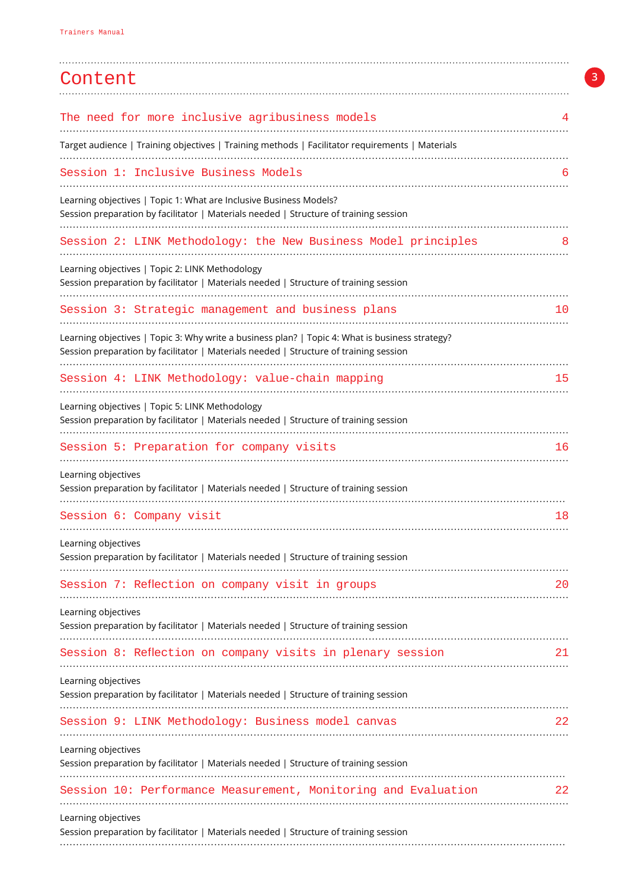# Content

## The need for more inclusive agribusiness models 4

Target audience | Training objectives | Training methods | Facilitator requirements | Materials

## Session 1: Inclusive Business Models 6

Learning objectives | Topic 1: What are Inclusive Business Models?
Session preparation by facilitator | Materials needed | Structure of training session

## Session 2: LINK Methodology: the New Business Model principles 8

Learning objectives | Topic 2: LINK Methodology
Session preparation by facilitator | Materials needed | Structure of training session

## Session 3: Strategic management and business plans 10

Learning objectives | Topic 3: Why write a business plan? | Topic 4: What is business strategy?
Session preparation by facilitator | Materials needed | Structure of training session

## Session 4: LINK Methodology: value-chain mapping 15

Learning objectives | Topic 5: LINK Methodology
Session preparation by facilitator | Materials needed | Structure of training session

## Session 5: Preparation for company visits 16

Learning objectives
Session preparation by facilitator | Materials needed | Structure of training session

## Session 6: Company visit 18

Learning objectives
Session preparation by facilitator | Materials needed | Structure of training session

## Session 7: Reflection on company visit in groups 20

Learning objectives
Session preparation by facilitator | Materials needed | Structure of training session

## Session 8: Reflection on company visits in plenary session 21

Learning objectives
Session preparation by facilitator | Materials needed | Structure of training session

## Session 9: LINK Methodology: Business model canvas 22

Learning objectives
Session preparation by facilitator | Materials needed | Structure of training session

## Session 10: Performance Measurement, Monitoring and Evaluation 22

Learning objectives
Session preparation by facilitator | Materials needed | Structure of training session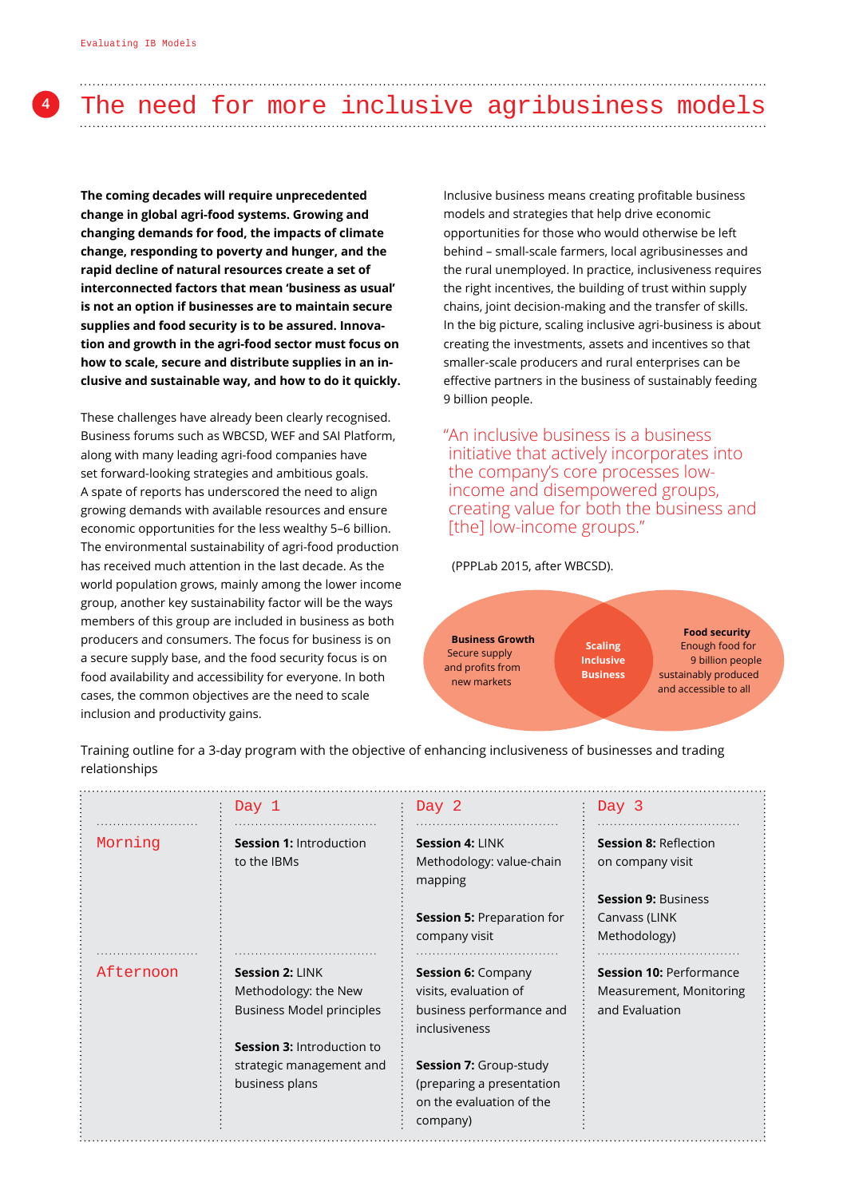# 4 The need for more inclusive agribusiness models

**The coming decades will require unprecedented change in global agri-food systems. Growing and changing demands for food, the impacts of climate change, responding to poverty and hunger, and the rapid decline of natural resources create a set of interconnected factors that mean 'business as usual' is not an option if businesses are to maintain secure supplies and food security is to be assured. Innovation and growth in the agri-food sector must focus on how to scale, secure and distribute supplies in an inclusive and sustainable way, and how to do it quickly.**

These challenges have already been clearly recognised. Business forums such as WBCSD, WEF and SAI Platform, along with many leading agri-food companies have set forward-looking strategies and ambitious goals. A spate of reports has underscored the need to align growing demands with available resources and ensure economic opportunities for the less wealthy 5–6 billion. The environmental sustainability of agri-food production has received much attention in the last decade. As the world population grows, mainly among the lower income group, another key sustainability factor will be the ways members of this group are included in business as both producers and consumers. The focus for business is on a secure supply base, and the food security focus is on food availability and accessibility for everyone. In both cases, the common objectives are the need to scale inclusion and productivity gains.

Inclusive business means creating profitable business models and strategies that help drive economic opportunities for those who would otherwise be left behind – small-scale farmers, local agribusinesses and the rural unemployed. In practice, inclusiveness requires the right incentives, the building of trust within supply chains, joint decision-making and the transfer of skills. In the big picture, scaling inclusive agri-business is about creating the investments, assets and incentives so that smaller-scale producers and rural enterprises can be effective partners in the business of sustainably feeding 9 billion people.

> "An inclusive business is a business initiative that actively incorporates into the company's core processes low-income and disempowered groups, creating value for both the business and [the] low-income groups."

(PPPLab 2015, after WBCSD).

**Business Growth**
Secure supply and profits from new markets

**Scaling Inclusive Business**

**Food security**
Enough food for 9 billion people sustainably produced and accessible to all

Training outline for a 3-day program with the objective of enhancing inclusiveness of businesses and trading relationships

| | Day 1 | Day 2 | Day 3 |
|---|---|---|---|
| Morning | **Session 1:** Introduction to the IBMs | **Session 4:** LINK Methodology: value-chain mapping<br><br>**Session 5:** Preparation for company visit | **Session 8:** Reflection on company visit<br><br>**Session 9:** Business Canvass (LINK Methodology) |
| Afternoon | **Session 2:** LINK Methodology: the New Business Model principles<br><br>**Session 3:** Introduction to strategic management and business plans | **Session 6:** Company visits, evaluation of business performance and inclusiveness<br><br>**Session 7:** Group-study (preparing a presentation on the evaluation of the company) | **Session 10:** Performance Measurement, Monitoring and Evaluation |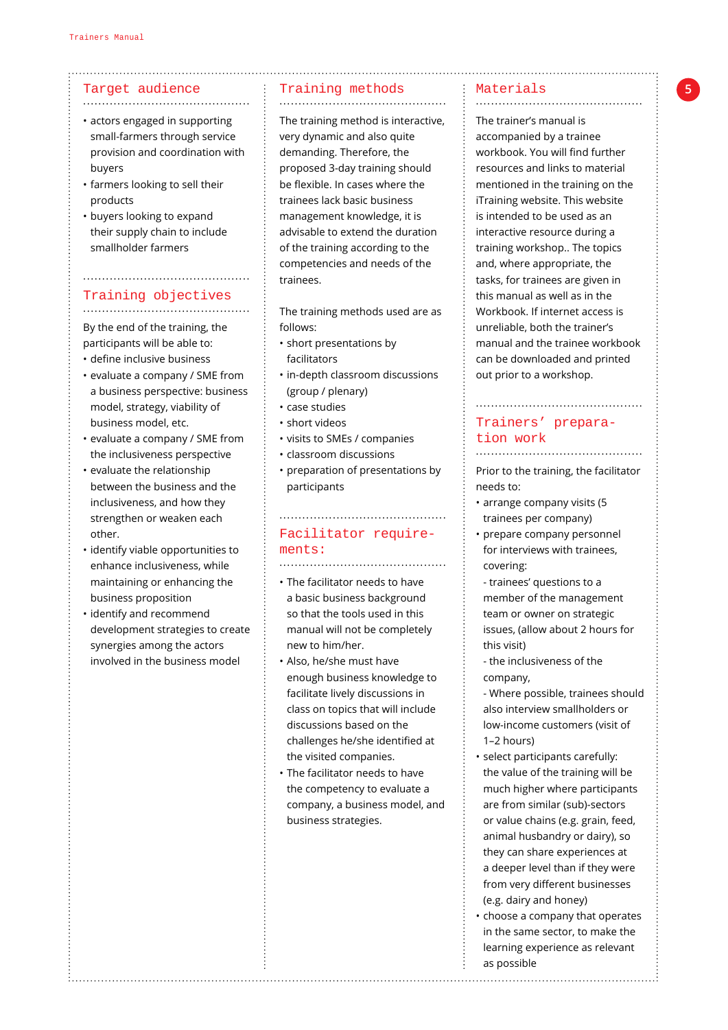## Target audience

- actors engaged in supporting small-farmers through service provision and coordination with buyers
- farmers looking to sell their products
- buyers looking to expand their supply chain to include smallholder farmers

## Training objectives

By the end of the training, the participants will be able to:

- define inclusive business
- evaluate a company / SME from a business perspective: business model, strategy, viability of business model, etc.
- evaluate a company / SME from the inclusiveness perspective
- evaluate the relationship between the business and the inclusiveness, and how they strengthen or weaken each other.
- identify viable opportunities to enhance inclusiveness, while maintaining or enhancing the business proposition
- identify and recommend development strategies to create synergies among the actors involved in the business model

## Training methods

The training method is interactive, very dynamic and also quite demanding. Therefore, the proposed 3-day training should be flexible. In cases where the trainees lack basic business management knowledge, it is advisable to extend the duration of the training according to the competencies and needs of the trainees.

The training methods used are as follows:

- short presentations by facilitators
- in-depth classroom discussions (group / plenary)
- case studies
- short videos
- visits to SMEs / companies
- classroom discussions
- preparation of presentations by participants

## Facilitator requirements:

- The facilitator needs to have a basic business background so that the tools used in this manual will not be completely new to him/her.
- Also, he/she must have enough business knowledge to facilitate lively discussions in class on topics that will include discussions based on the challenges he/she identified at the visited companies.
- The facilitator needs to have the competency to evaluate a company, a business model, and business strategies.

## Materials

The trainer's manual is accompanied by a trainee workbook. You will find further resources and links to material mentioned in the training on the iTraining website. This website is intended to be used as an interactive resource during a training workshop.. The topics and, where appropriate, the tasks, for trainees are given in this manual as well as in the Workbook. If internet access is unreliable, both the trainer's manual and the trainee workbook can be downloaded and printed out prior to a workshop.

## Trainers' preparation work

Prior to the training, the facilitator needs to:

- arrange company visits (5 trainees per company)
- prepare company personnel for interviews with trainees, covering:
  - trainees' questions to a member of the management team or owner on strategic issues, (allow about 2 hours for this visit)
  - the inclusiveness of the company,
  - Where possible, trainees should also interview smallholders or low-income customers (visit of 1–2 hours)
- select participants carefully: the value of the training will be much higher where participants are from similar (sub)-sectors or value chains (e.g. grain, feed, animal husbandry or dairy), so they can share experiences at a deeper level than if they were from very different businesses (e.g. dairy and honey)
- choose a company that operates in the same sector, to make the learning experience as relevant as possible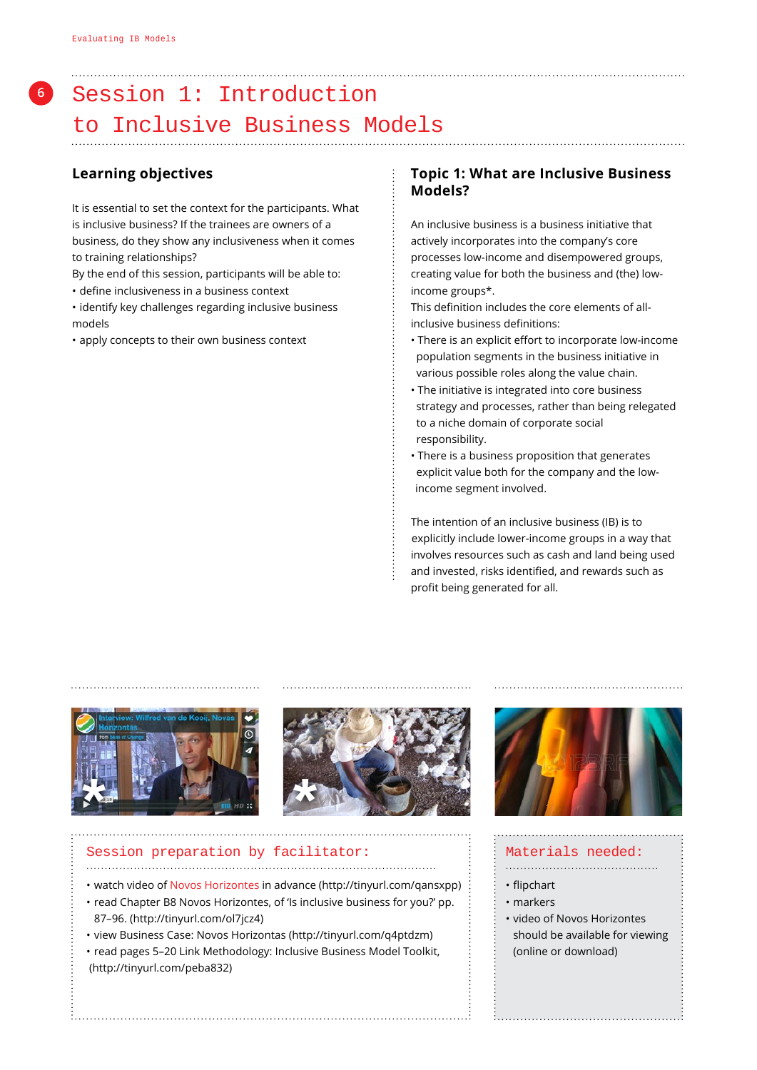# Session 1: Introduction to Inclusive Business Models

## Learning objectives

It is essential to set the context for the participants. What is inclusive business? If the trainees are owners of a business, do they show any inclusiveness when it comes to training relationships?

By the end of this session, participants will be able to:

- define inclusiveness in a business context
- identify key challenges regarding inclusive business models
- apply concepts to their own business context

## Topic 1: What are Inclusive Business Models?

An inclusive business is a business initiative that actively incorporates into the company's core processes low-income and disempowered groups, creating value for both the business and (the) low-income groups*.

This definition includes the core elements of all-inclusive business definitions:

- There is an explicit effort to incorporate low-income population segments in the business initiative in various possible roles along the value chain.
- The initiative is integrated into core business strategy and processes, rather than being relegated to a niche domain of corporate social responsibility.
- There is a business proposition that generates explicit value both for the company and the low-income segment involved.

The intention of an inclusive business (IB) is to explicitly include lower-income groups in a way that involves resources such as cash and land being used and invested, risks identified, and rewards such as profit being generated for all.

### Session preparation by facilitator:

- watch video of Novos Horizontes in advance (http://tinyurl.com/qansxpp)
- read Chapter B8 Novos Horizontes, of 'Is inclusive business for you?' pp. 87–96. (http://tinyurl.com/ol7jcz4)
- view Business Case: Novos Horizontas (http://tinyurl.com/q4ptdzm)
- read pages 5–20 Link Methodology: Inclusive Business Model Toolkit, (http://tinyurl.com/peba832)

### Materials needed:

- flipchart
- markers
- video of Novos Horizontes should be available for viewing (online or download)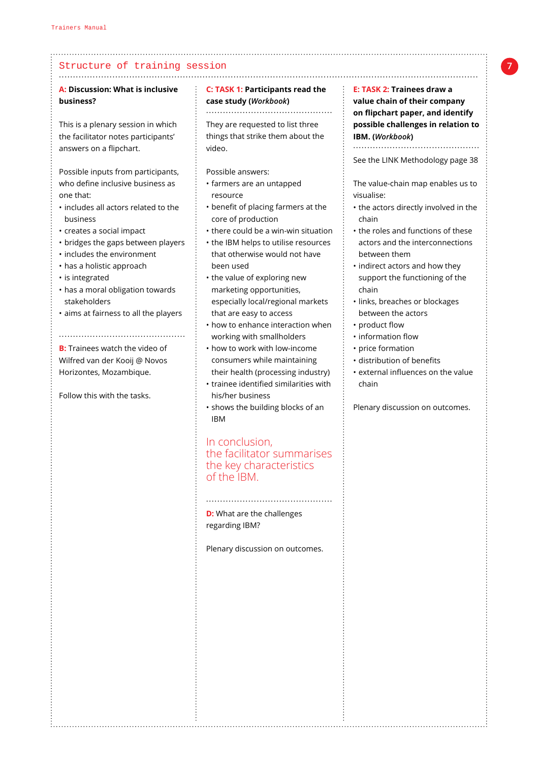## Structure of training session

**A: Discussion: What is inclusive business?**

This is a plenary session in which the facilitator notes participants' answers on a flipchart.

Possible inputs from participants, who define inclusive business as one that:

- includes all actors related to the business
- creates a social impact
- bridges the gaps between players
- includes the environment
- has a holistic approach
- is integrated
- has a moral obligation towards stakeholders
- aims at fairness to all the players

**B:** Trainees watch the video of Wilfred van der Kooij @ Novos Horizontes, Mozambique.

Follow this with the tasks.

**C: TASK 1: Participants read the case study (*Workbook*)**

They are requested to list three things that strike them about the video.

Possible answers:

- farmers are an untapped resource
- benefit of placing farmers at the core of production
- there could be a win-win situation
- the IBM helps to utilise resources that otherwise would not have been used
- the value of exploring new marketing opportunities, especially local/regional markets that are easy to access
- how to enhance interaction when working with smallholders
- how to work with low-income consumers while maintaining their health (processing industry)
- trainee identified similarities with his/her business
- shows the building blocks of an IBM

In conclusion, the facilitator summarises the key characteristics of the IBM.

**D:** What are the challenges regarding IBM?

Plenary discussion on outcomes.

**E: TASK 2: Trainees draw a value chain of their company on flipchart paper, and identify possible challenges in relation to IBM. (*Workbook*)**

See the LINK Methodology page 38

The value-chain map enables us to visualise:

- the actors directly involved in the chain
- the roles and functions of these actors and the interconnections between them
- indirect actors and how they support the functioning of the chain
- links, breaches or blockages between the actors
- product flow
- information flow
- price formation
- distribution of benefits
- external influences on the value chain

Plenary discussion on outcomes.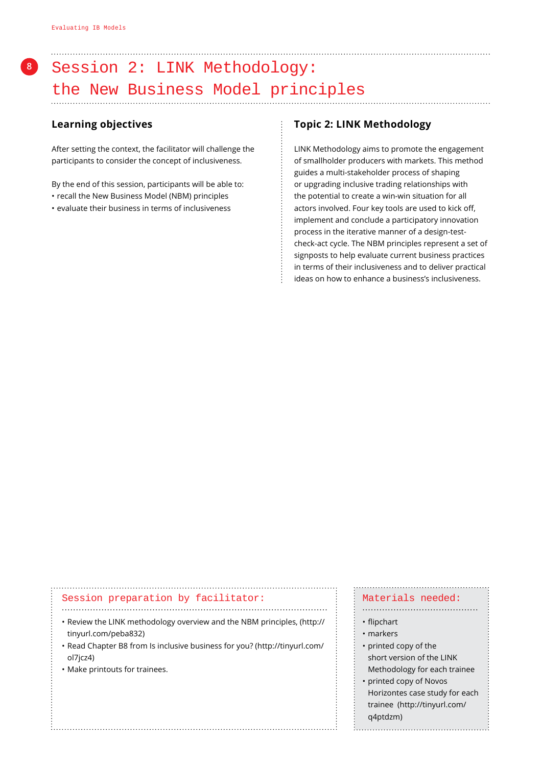# Session 2: LINK Methodology: the New Business Model principles

## Learning objectives

After setting the context, the facilitator will challenge the participants to consider the concept of inclusiveness.

By the end of this session, participants will be able to:

- recall the New Business Model (NBM) principles
- evaluate their business in terms of inclusiveness

## Topic 2: LINK Methodology

LINK Methodology aims to promote the engagement of smallholder producers with markets. This method guides a multi-stakeholder process of shaping or upgrading inclusive trading relationships with the potential to create a win-win situation for all actors involved. Four key tools are used to kick off, implement and conclude a participatory innovation process in the iterative manner of a design-test-check-act cycle. The NBM principles represent a set of signposts to help evaluate current business practices in terms of their inclusiveness and to deliver practical ideas on how to enhance a business's inclusiveness.

### Session preparation by facilitator:

- Review the LINK methodology overview and the NBM principles, (http://tinyurl.com/peba832)
- Read Chapter B8 from Is inclusive business for you? (http://tinyurl.com/ol7jcz4)
- Make printouts for trainees.

### Materials needed:

- flipchart
- markers
- printed copy of the short version of the LINK Methodology for each trainee
- printed copy of Novos Horizontes case study for each trainee (http://tinyurl.com/q4ptdzm)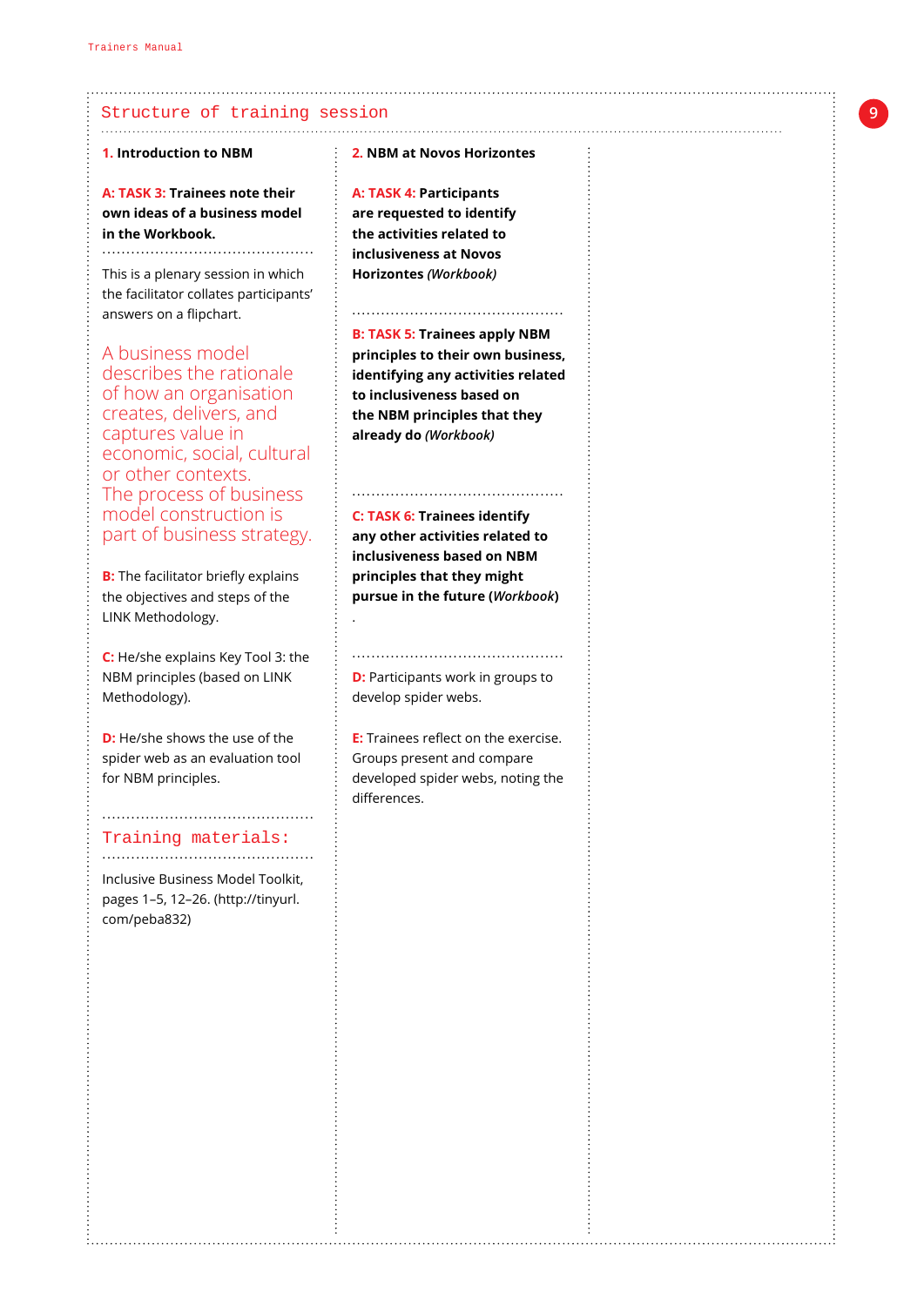## Structure of training session

### 1. Introduction to NBM

**A: TASK 3: Trainees note their own ideas of a business model in the Workbook.**

This is a plenary session in which the facilitator collates participants' answers on a flipchart.

A business model describes the rationale of how an organisation creates, delivers, and captures value in economic, social, cultural or other contexts. The process of business model construction is part of business strategy.

**B:** The facilitator briefly explains the objectives and steps of the LINK Methodology.

**C:** He/she explains Key Tool 3: the NBM principles (based on LINK Methodology).

**D:** He/she shows the use of the spider web as an evaluation tool for NBM principles.

### Training materials:

Inclusive Business Model Toolkit, pages 1–5, 12–26. (http://tinyurl.com/peba832)

### 2. NBM at Novos Horizontes

**A: TASK 4: Participants are requested to identify the activities related to inclusiveness at Novos Horizontes** *(Workbook)*

**B: TASK 5: Trainees apply NBM principles to their own business, identifying any activities related to inclusiveness based on the NBM principles that they already do** *(Workbook)*

**C: TASK 6: Trainees identify any other activities related to inclusiveness based on NBM principles that they might pursue in the future (*Workbook*)**
.

**D:** Participants work in groups to develop spider webs.

**E:** Trainees reflect on the exercise. Groups present and compare developed spider webs, noting the differences.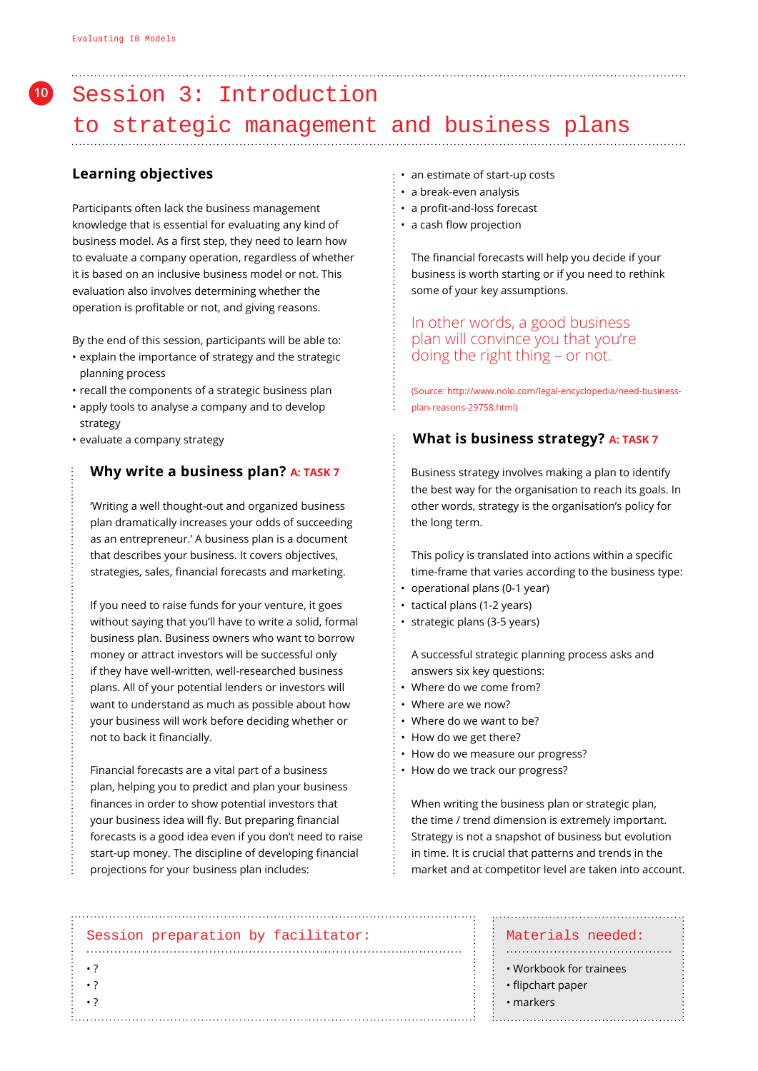# Session 3: Introduction to strategic management and business plans

## Learning objectives

Participants often lack the business management knowledge that is essential for evaluating any kind of business model. As a first step, they need to learn how to evaluate a company operation, regardless of whether it is based on an inclusive business model or not. This evaluation also involves determining whether the operation is profitable or not, and giving reasons.

By the end of this session, participants will be able to:

- explain the importance of strategy and the strategic planning process
- recall the components of a strategic business plan
- apply tools to analyse a company and to develop strategy
- evaluate a company strategy

### Why write a business plan? A: TASK 7

'Writing a well thought-out and organized business plan dramatically increases your odds of succeeding as an entrepreneur.' A business plan is a document that describes your business. It covers objectives, strategies, sales, financial forecasts and marketing.

If you need to raise funds for your venture, it goes without saying that you'll have to write a solid, formal business plan. Business owners who want to borrow money or attract investors will be successful only if they have well-written, well-researched business plans. All of your potential lenders or investors will want to understand as much as possible about how your business will work before deciding whether or not to back it financially.

Financial forecasts are a vital part of a business plan, helping you to predict and plan your business finances in order to show potential investors that your business idea will fly. But preparing financial forecasts is a good idea even if you don't need to raise start-up money. The discipline of developing financial projections for your business plan includes:

- an estimate of start-up costs
- a break-even analysis
- a profit-and-loss forecast
- a cash flow projection

The financial forecasts will help you decide if your business is worth starting or if you need to rethink some of your key assumptions.

In other words, a good business plan will convince you that you're doing the right thing – or not.

(Source: http://www.nolo.com/legal-encyclopedia/need-business-plan-reasons-29758.html)

### What is business strategy? A: TASK 7

Business strategy involves making a plan to identify the best way for the organisation to reach its goals. In other words, strategy is the organisation's policy for the long term.

This policy is translated into actions within a specific time-frame that varies according to the business type:

- operational plans (0-1 year)
- tactical plans (1-2 years)
- strategic plans (3-5 years)

A successful strategic planning process asks and answers six key questions:

- Where do we come from?
- Where are we now?
- Where do we want to be?
- How do we get there?
- How do we measure our progress?
- How do we track our progress?

When writing the business plan or strategic plan, the time / trend dimension is extremely important. Strategy is not a snapshot of business but evolution in time. It is crucial that patterns and trends in the market and at competitor level are taken into account.

**Session preparation by facilitator:**

- ?
- ?
- ?

**Materials needed:**

- Workbook for trainees
- flipchart paper
- markers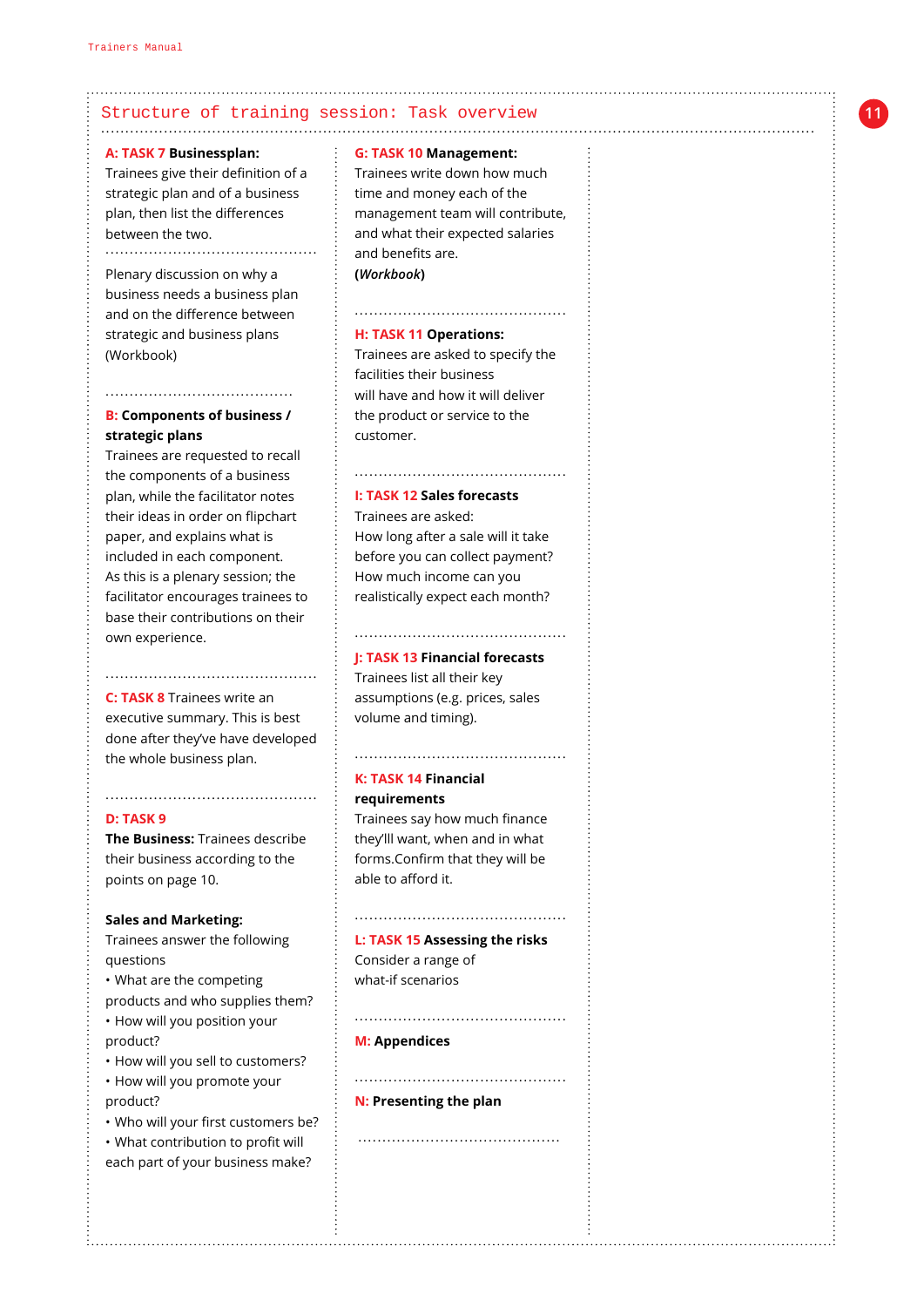## Structure of training session: Task overview

**A: TASK 7 Businessplan:**
Trainees give their definition of a strategic plan and of a business plan, then list the differences between the two.

Plenary discussion on why a business needs a business plan and on the difference between strategic and business plans (Workbook)

**B: Components of business / strategic plans**
Trainees are requested to recall the components of a business plan, while the facilitator notes their ideas in order on flipchart paper, and explains what is included in each component.
As this is a plenary session; the facilitator encourages trainees to base their contributions on their own experience.

**C: TASK 8** Trainees write an executive summary. This is best done after they've developed the whole business plan.

**D: TASK 9**
**The Business:** Trainees describe their business according to the points on page 10.

**Sales and Marketing:**
Trainees answer the following questions
• What are the competing products and who supplies them?
• How will you position your product?
• How will you sell to customers?
• How will you promote your product?
• Who will your first customers be?
• What contribution to profit will each part of your business make?

**G: TASK 10 Management:**
Trainees write down how much time and money each of the management team will contribute, and what their expected salaries and benefits are.
**(*Workbook*)**

**H: TASK 11 Operations:**
Trainees are asked to specify the facilities their business will have and how it will deliver the product or service to the customer.

**I: TASK 12 Sales forecasts**
Trainees are asked:
How long after a sale will it take before you can collect payment?
How much income can you realistically expect each month?

**J: TASK 13 Financial forecasts**
Trainees list all their key assumptions (e.g. prices, sales volume and timing).

**K: TASK 14 Financial requirements**
Trainees say how much finance they'lll want, when and in what forms.Confirm that they will be able to afford it.

**L: TASK 15 Assessing the risks**
Consider a range of what-if scenarios

**M: Appendices**

**N: Presenting the plan**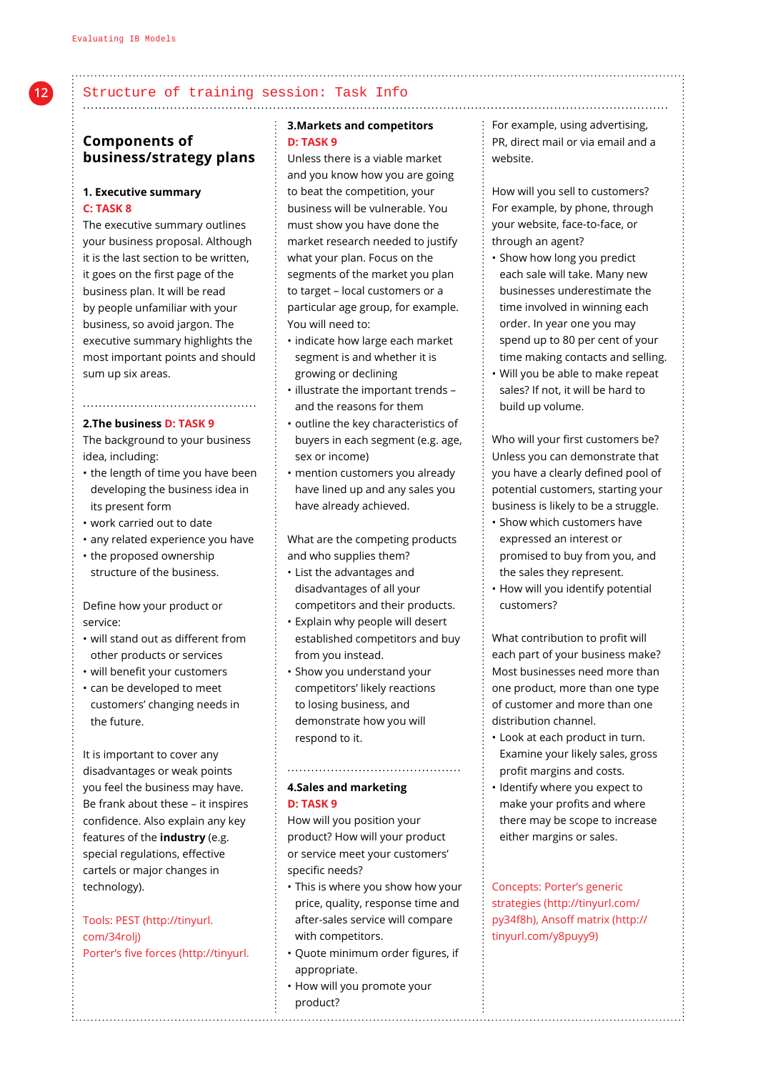## Structure of training session: Task Info

### Components of business/strategy plans

**1. Executive summary**
C: TASK 8

The executive summary outlines your business proposal. Although it is the last section to be written, it goes on the first page of the business plan. It will be read by people unfamiliar with your business, so avoid jargon. The executive summary highlights the most important points and should sum up six areas.

**2.The business** D: TASK 9

The background to your business idea, including:

- the length of time you have been developing the business idea in its present form
- work carried out to date
- any related experience you have
- the proposed ownership structure of the business.

Define how your product or service:

- will stand out as different from other products or services
- will benefit your customers
- can be developed to meet customers' changing needs in the future.

It is important to cover any disadvantages or weak points you feel the business may have. Be frank about these – it inspires confidence. Also explain any key features of the **industry** (e.g. special regulations, effective cartels or major changes in technology).

Tools: PEST (http://tinyurl.com/34rolj)
Porter's five forces (http://tinyurl.

**3.Markets and competitors**
D: TASK 9

Unless there is a viable market and you know how you are going to beat the competition, your business will be vulnerable. You must show you have done the market research needed to justify what your plan. Focus on the segments of the market you plan to target – local customers or a particular age group, for example. You will need to:

- indicate how large each market segment is and whether it is growing or declining
- illustrate the important trends – and the reasons for them
- outline the key characteristics of buyers in each segment (e.g. age, sex or income)
- mention customers you already have lined up and any sales you have already achieved.

What are the competing products and who supplies them?

- List the advantages and disadvantages of all your competitors and their products.
- Explain why people will desert established competitors and buy from you instead.
- Show you understand your competitors' likely reactions to losing business, and demonstrate how you will respond to it.

**4.Sales and marketing**
D: TASK 9

How will you position your product? How will your product or service meet your customers' specific needs?

- This is where you show how your price, quality, response time and after-sales service will compare with competitors.
- Quote minimum order figures, if appropriate.
- How will you promote your product?

For example, using advertising, PR, direct mail or via email and a website.

How will you sell to customers? For example, by phone, through your website, face-to-face, or through an agent?

- Show how long you predict each sale will take. Many new businesses underestimate the time involved in winning each order. In year one you may spend up to 80 per cent of your time making contacts and selling.
- Will you be able to make repeat sales? If not, it will be hard to build up volume.

Who will your first customers be? Unless you can demonstrate that you have a clearly defined pool of potential customers, starting your business is likely to be a struggle.

- Show which customers have expressed an interest or promised to buy from you, and the sales they represent.
- How will you identify potential customers?

What contribution to profit will each part of your business make? Most businesses need more than one product, more than one type of customer and more than one distribution channel.

- Look at each product in turn. Examine your likely sales, gross profit margins and costs.
- Identify where you expect to make your profits and where there may be scope to increase either margins or sales.

Concepts: Porter's generic strategies (http://tinyurl.com/py34f8h), Ansoff matrix (http://tinyurl.com/y8puyy9)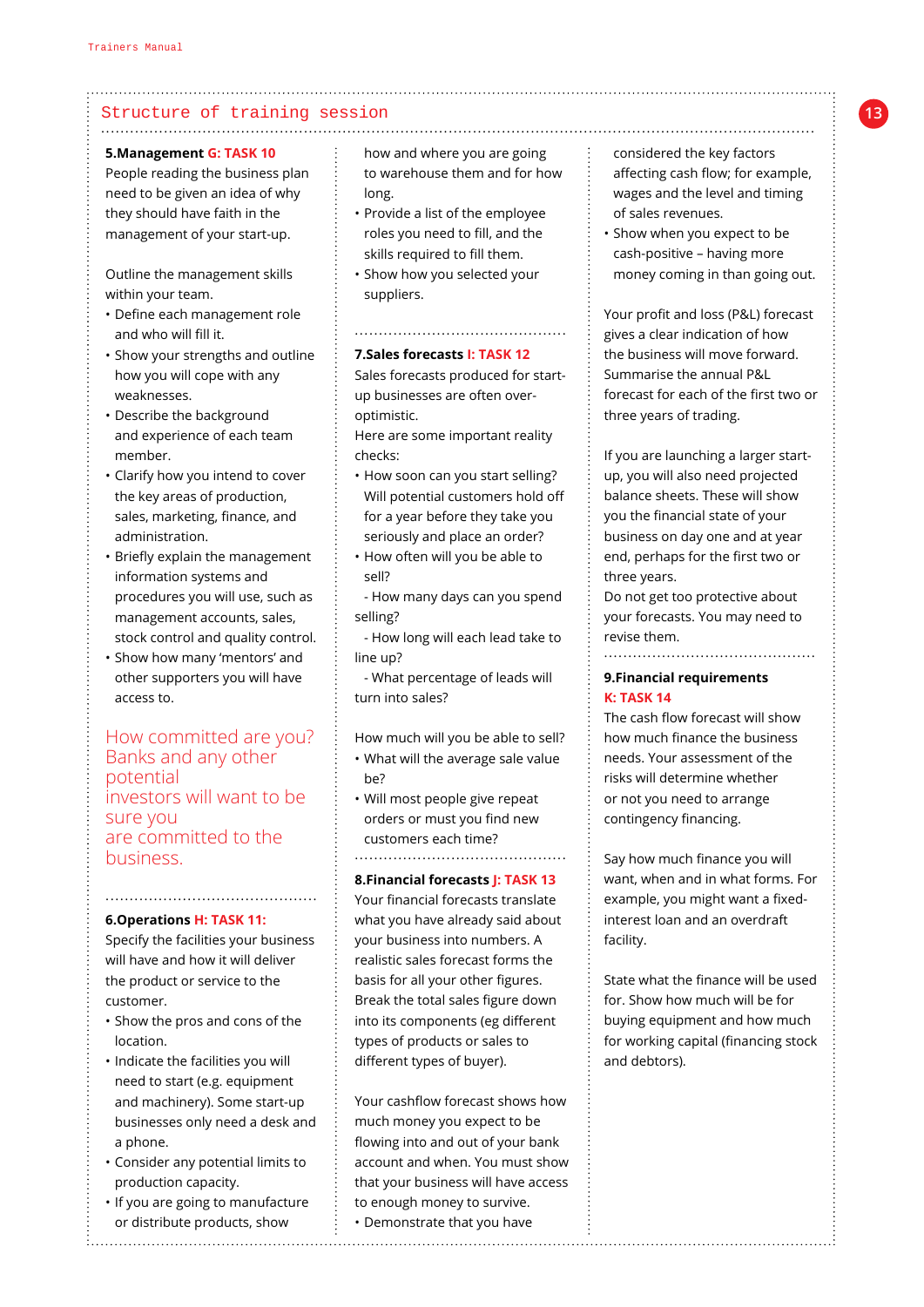## Structure of training session

### 5.Management G: TASK 10

People reading the business plan need to be given an idea of why they should have faith in the management of your start-up.

Outline the management skills within your team.

- Define each management role and who will fill it.
- Show your strengths and outline how you will cope with any weaknesses.
- Describe the background and experience of each team member.
- Clarify how you intend to cover the key areas of production, sales, marketing, finance, and administration.
- Briefly explain the management information systems and procedures you will use, such as management accounts, sales, stock control and quality control.
- Show how many 'mentors' and other supporters you will have access to.

How committed are you? Banks and any other potential investors will want to be sure you are committed to the business.

### 6.Operations H: TASK 11:

Specify the facilities your business will have and how it will deliver the product or service to the customer.

- Show the pros and cons of the location.
- Indicate the facilities you will need to start (e.g. equipment and machinery). Some start-up businesses only need a desk and a phone.
- Consider any potential limits to production capacity.
- If you are going to manufacture or distribute products, show how and where you are going to warehouse them and for how long.
- Provide a list of the employee roles you need to fill, and the skills required to fill them.
- Show how you selected your suppliers.

### 7.Sales forecasts I: TASK 12

Sales forecasts produced for start-up businesses are often over-optimistic.

Here are some important reality checks:

- How soon can you start selling? Will potential customers hold off for a year before they take you seriously and place an order?
- How often will you be able to sell?
  - How many days can you spend selling?
  - How long will each lead take to line up?
  - What percentage of leads will turn into sales?

How much will you be able to sell?

- What will the average sale value be?
- Will most people give repeat orders or must you find new customers each time?

### 8.Financial forecasts J: TASK 13

Your financial forecasts translate what you have already said about your business into numbers. A realistic sales forecast forms the basis for all your other figures. Break the total sales figure down into its components (eg different types of products or sales to different types of buyer).

Your cashflow forecast shows how much money you expect to be flowing into and out of your bank account and when. You must show that your business will have access to enough money to survive.

- Demonstrate that you have considered the key factors affecting cash flow; for example, wages and the level and timing of sales revenues.
- Show when you expect to be cash-positive – having more money coming in than going out.

Your profit and loss (P&L) forecast gives a clear indication of how the business will move forward. Summarise the annual P&L forecast for each of the first two or three years of trading.

If you are launching a larger start-up, you will also need projected balance sheets. These will show you the financial state of your business on day one and at year end, perhaps for the first two or three years.

Do not get too protective about your forecasts. You may need to revise them.

### 9.Financial requirements K: TASK 14

The cash flow forecast will show how much finance the business needs. Your assessment of the risks will determine whether or not you need to arrange contingency financing.

Say how much finance you will want, when and in what forms. For example, you might want a fixed-interest loan and an overdraft facility.

State what the finance will be used for. Show how much will be for buying equipment and how much for working capital (financing stock and debtors).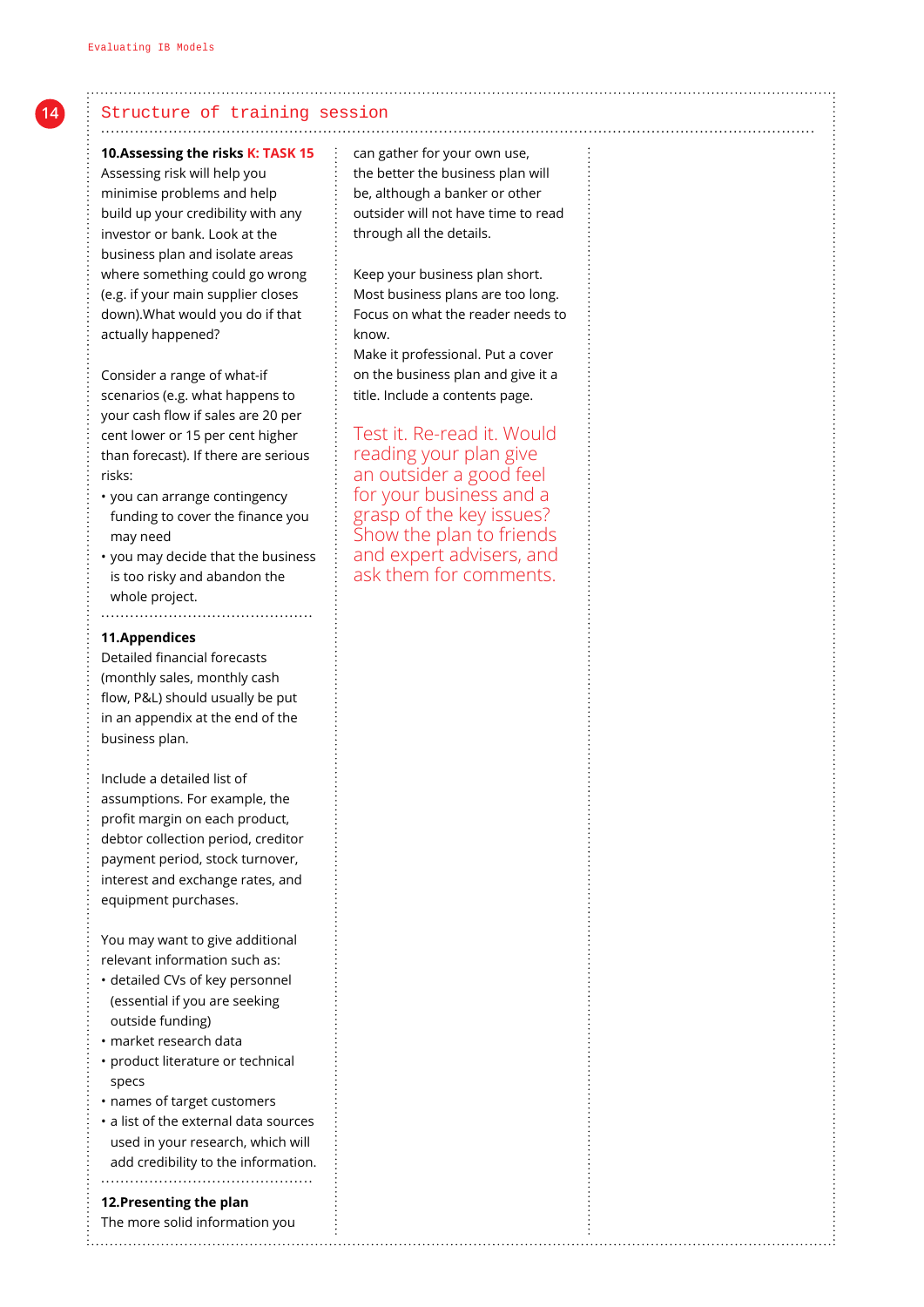## Structure of training session

### 10. Assessing the risks K: TASK 15

Assessing risk will help you minimise problems and help build up your credibility with any investor or bank. Look at the business plan and isolate areas where something could go wrong (e.g. if your main supplier closes down).What would you do if that actually happened?

Consider a range of what-if scenarios (e.g. what happens to your cash flow if sales are 20 per cent lower or 15 per cent higher than forecast). If there are serious risks:

- you can arrange contingency funding to cover the finance you may need
- you may decide that the business is too risky and abandon the whole project.

### 11. Appendices

Detailed financial forecasts (monthly sales, monthly cash flow, P&L) should usually be put in an appendix at the end of the business plan.

Include a detailed list of assumptions. For example, the profit margin on each product, debtor collection period, creditor payment period, stock turnover, interest and exchange rates, and equipment purchases.

You may want to give additional relevant information such as:

- detailed CVs of key personnel (essential if you are seeking outside funding)
- market research data
- product literature or technical specs
- names of target customers
- a list of the external data sources used in your research, which will add credibility to the information.

### 12. Presenting the plan

The more solid information you can gather for your own use, the better the business plan will be, although a banker or other outsider will not have time to read through all the details.

Keep your business plan short. Most business plans are too long. Focus on what the reader needs to know.

Make it professional. Put a cover on the business plan and give it a title. Include a contents page.

Test it. Re-read it. Would reading your plan give an outsider a good feel for your business and a grasp of the key issues? Show the plan to friends and expert advisers, and ask them for comments.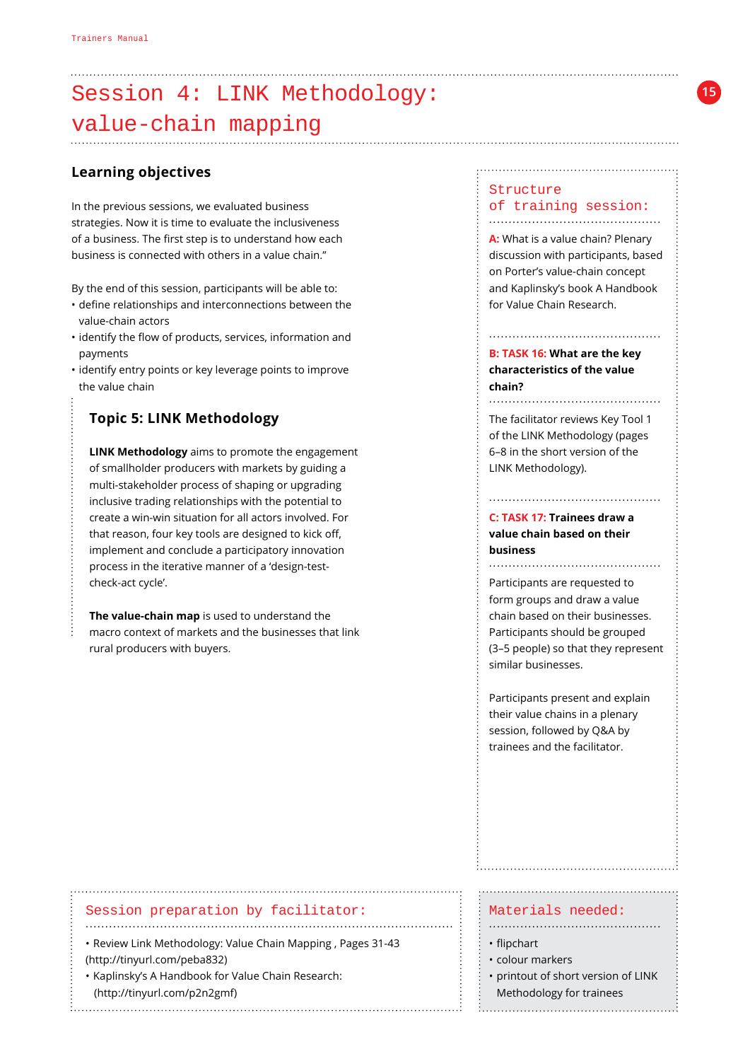# Session 4: LINK Methodology: value-chain mapping

## Learning objectives

In the previous sessions, we evaluated business strategies. Now it is time to evaluate the inclusiveness of a business. The first step is to understand how each business is connected with others in a value chain."

By the end of this session, participants will be able to:

- define relationships and interconnections between the value-chain actors
- identify the flow of products, services, information and payments
- identify entry points or key leverage points to improve the value chain

### Topic 5: LINK Methodology

**LINK Methodology** aims to promote the engagement of smallholder producers with markets by guiding a multi-stakeholder process of shaping or upgrading inclusive trading relationships with the potential to create a win-win situation for all actors involved. For that reason, four key tools are designed to kick off, implement and conclude a participatory innovation process in the iterative manner of a 'design-test-check-act cycle'.

**The value-chain map** is used to understand the macro context of markets and the businesses that link rural producers with buyers.

## Structure of training session:

**A:** What is a value chain? Plenary discussion with participants, based on Porter's value-chain concept and Kaplinsky's book A Handbook for Value Chain Research.

**B: TASK 16: What are the key characteristics of the value chain?**

The facilitator reviews Key Tool 1 of the LINK Methodology (pages 6–8 in the short version of the LINK Methodology).

**C: TASK 17: Trainees draw a value chain based on their business**

Participants are requested to form groups and draw a value chain based on their businesses. Participants should be grouped (3–5 people) so that they represent similar businesses.

Participants present and explain their value chains in a plenary session, followed by Q&A by trainees and the facilitator.

## Session preparation by facilitator:

- Review Link Methodology: Value Chain Mapping , Pages 31-43 (http://tinyurl.com/peba832)
- Kaplinsky's A Handbook for Value Chain Research: (http://tinyurl.com/p2n2gmf)

## Materials needed:

- flipchart
- colour markers
- printout of short version of LINK Methodology for trainees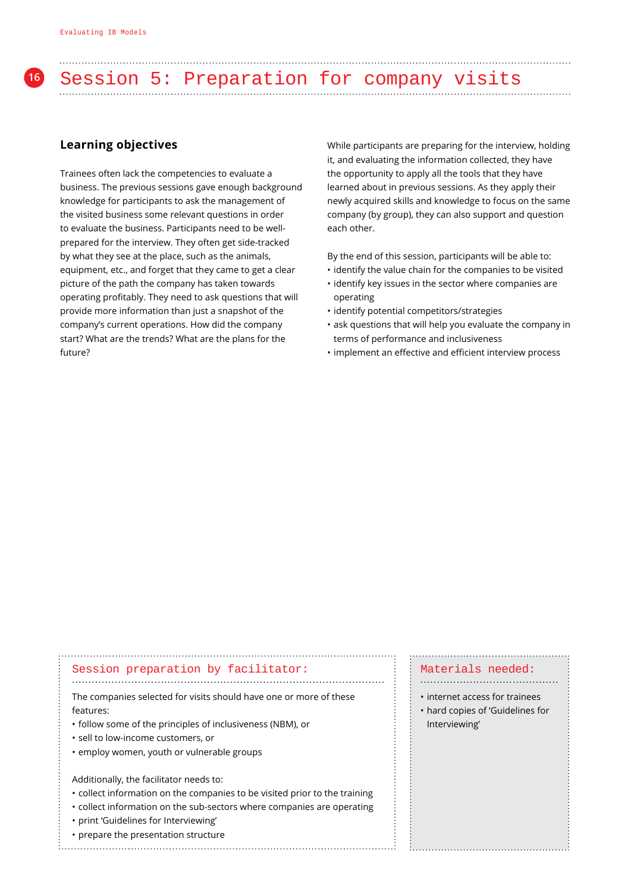# Session 5: Preparation for company visits

## Learning objectives

Trainees often lack the competencies to evaluate a business. The previous sessions gave enough background knowledge for participants to ask the management of the visited business some relevant questions in order to evaluate the business. Participants need to be well-prepared for the interview. They often get side-tracked by what they see at the place, such as the animals, equipment, etc., and forget that they came to get a clear picture of the path the company has taken towards operating profitably. They need to ask questions that will provide more information than just a snapshot of the company's current operations. How did the company start? What are the trends? What are the plans for the future?

While participants are preparing for the interview, holding it, and evaluating the information collected, they have the opportunity to apply all the tools that they have learned about in previous sessions. As they apply their newly acquired skills and knowledge to focus on the same company (by group), they can also support and question each other.

By the end of this session, participants will be able to:

- identify the value chain for the companies to be visited
- identify key issues in the sector where companies are operating
- identify potential competitors/strategies
- ask questions that will help you evaluate the company in terms of performance and inclusiveness
- implement an effective and efficient interview process

### Session preparation by facilitator:

The companies selected for visits should have one or more of these features:

- follow some of the principles of inclusiveness (NBM), or
- sell to low-income customers, or
- employ women, youth or vulnerable groups

Additionally, the facilitator needs to:

- collect information on the companies to be visited prior to the training
- collect information on the sub-sectors where companies are operating
- print 'Guidelines for Interviewing'
- prepare the presentation structure

### Materials needed:

- internet access for trainees
- hard copies of 'Guidelines for Interviewing'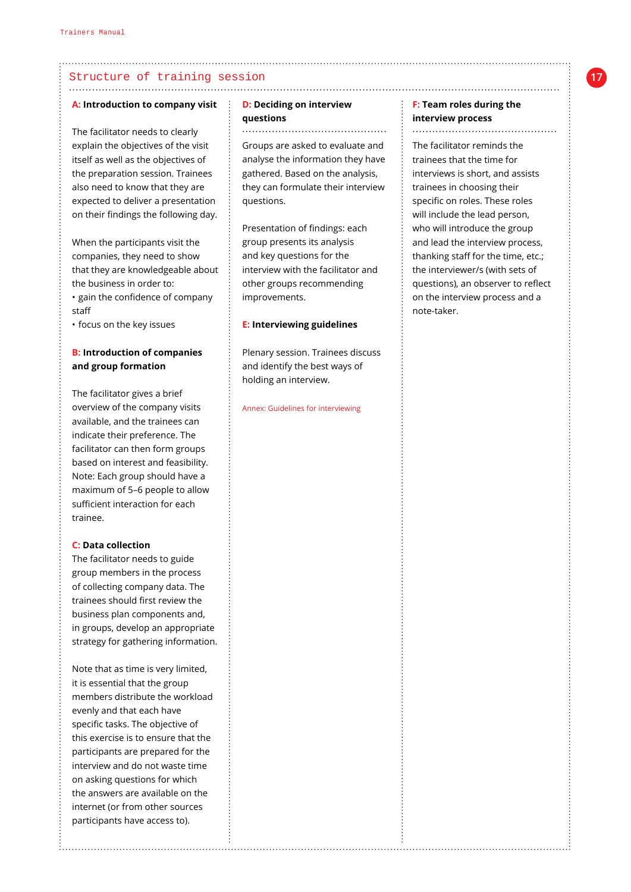## Structure of training session

### A: Introduction to company visit

The facilitator needs to clearly explain the objectives of the visit itself as well as the objectives of the preparation session. Trainees also need to know that they are expected to deliver a presentation on their findings the following day.

When the participants visit the companies, they need to show that they are knowledgeable about the business in order to:

- gain the confidence of company staff
- focus on the key issues

### B: Introduction of companies and group formation

The facilitator gives a brief overview of the company visits available, and the trainees can indicate their preference. The facilitator can then form groups based on interest and feasibility. Note: Each group should have a maximum of 5–6 people to allow sufficient interaction for each trainee.

### C: Data collection

The facilitator needs to guide group members in the process of collecting company data. The trainees should first review the business plan components and, in groups, develop an appropriate strategy for gathering information.

Note that as time is very limited, it is essential that the group members distribute the workload evenly and that each have specific tasks. The objective of this exercise is to ensure that the participants are prepared for the interview and do not waste time on asking questions for which the answers are available on the internet (or from other sources participants have access to).

### D: Deciding on interview questions

Groups are asked to evaluate and analyse the information they have gathered. Based on the analysis, they can formulate their interview questions.

Presentation of findings: each group presents its analysis and key questions for the interview with the facilitator and other groups recommending improvements.

### E: Interviewing guidelines

Plenary session. Trainees discuss and identify the best ways of holding an interview.

Annex: Guidelines for interviewing

### F: Team roles during the interview process

The facilitator reminds the trainees that the time for interviews is short, and assists trainees in choosing their specific on roles. These roles will include the lead person, who will introduce the group and lead the interview process, thanking staff for the time, etc.; the interviewer/s (with sets of questions), an observer to reflect on the interview process and a note-taker.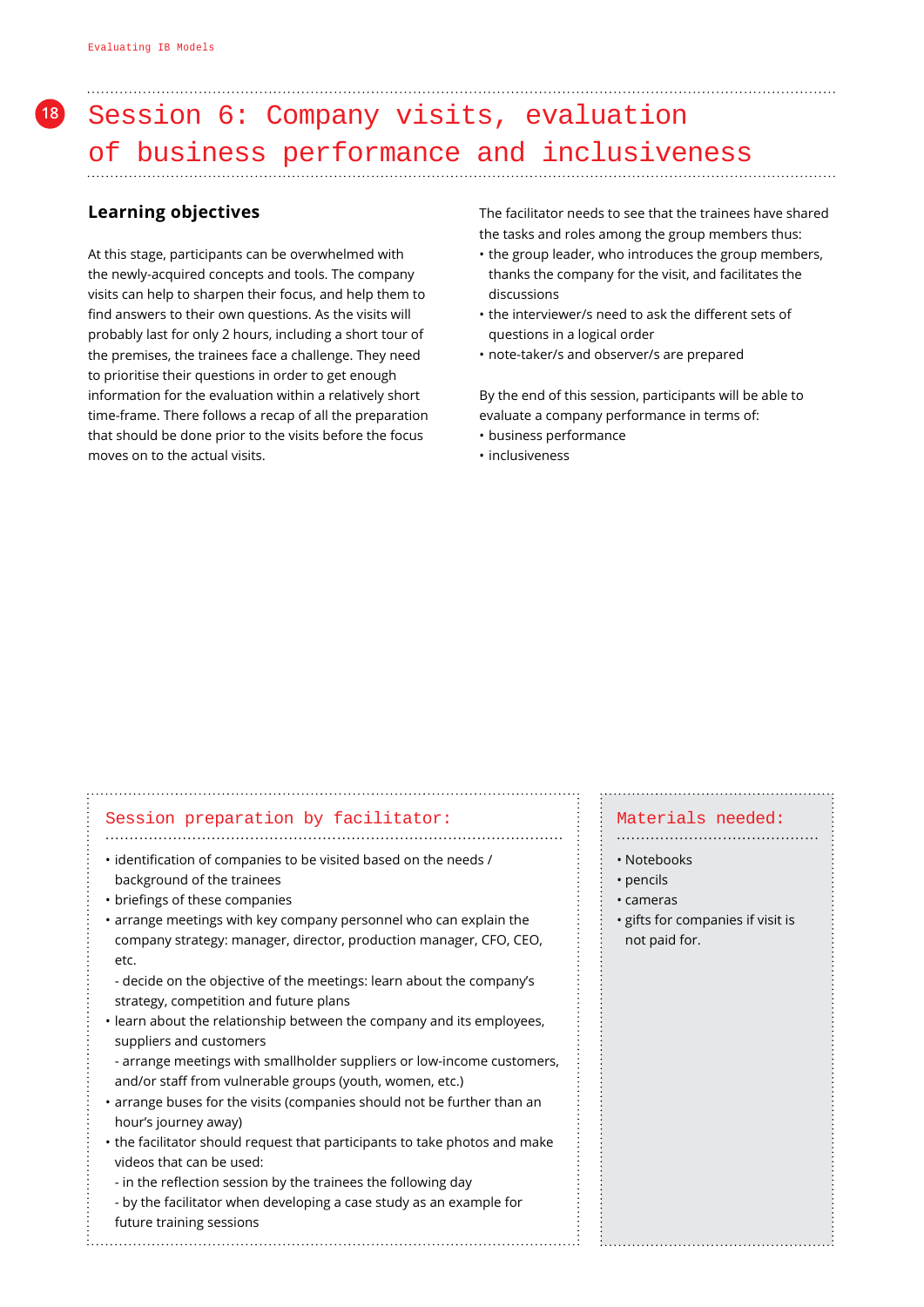# Session 6: Company visits, evaluation of business performance and inclusiveness

## Learning objectives

At this stage, participants can be overwhelmed with the newly-acquired concepts and tools. The company visits can help to sharpen their focus, and help them to find answers to their own questions. As the visits will probably last for only 2 hours, including a short tour of the premises, the trainees face a challenge. They need to prioritise their questions in order to get enough information for the evaluation within a relatively short time-frame. There follows a recap of all the preparation that should be done prior to the visits before the focus moves on to the actual visits.

The facilitator needs to see that the trainees have shared the tasks and roles among the group members thus:

- the group leader, who introduces the group members, thanks the company for the visit, and facilitates the discussions
- the interviewer/s need to ask the different sets of questions in a logical order
- note-taker/s and observer/s are prepared

By the end of this session, participants will be able to evaluate a company performance in terms of:

- business performance
- inclusiveness

### Session preparation by facilitator:

- identification of companies to be visited based on the needs / background of the trainees
- briefings of these companies
- arrange meetings with key company personnel who can explain the company strategy: manager, director, production manager, CFO, CEO, etc.
  - decide on the objective of the meetings: learn about the company's strategy, competition and future plans
- learn about the relationship between the company and its employees, suppliers and customers
  - arrange meetings with smallholder suppliers or low-income customers, and/or staff from vulnerable groups (youth, women, etc.)
- arrange buses for the visits (companies should not be further than an hour's journey away)
- the facilitator should request that participants to take photos and make videos that can be used:
  - in the reflection session by the trainees the following day
  - by the facilitator when developing a case study as an example for future training sessions

### Materials needed:

- Notebooks
- pencils
- cameras
- gifts for companies if visit is not paid for.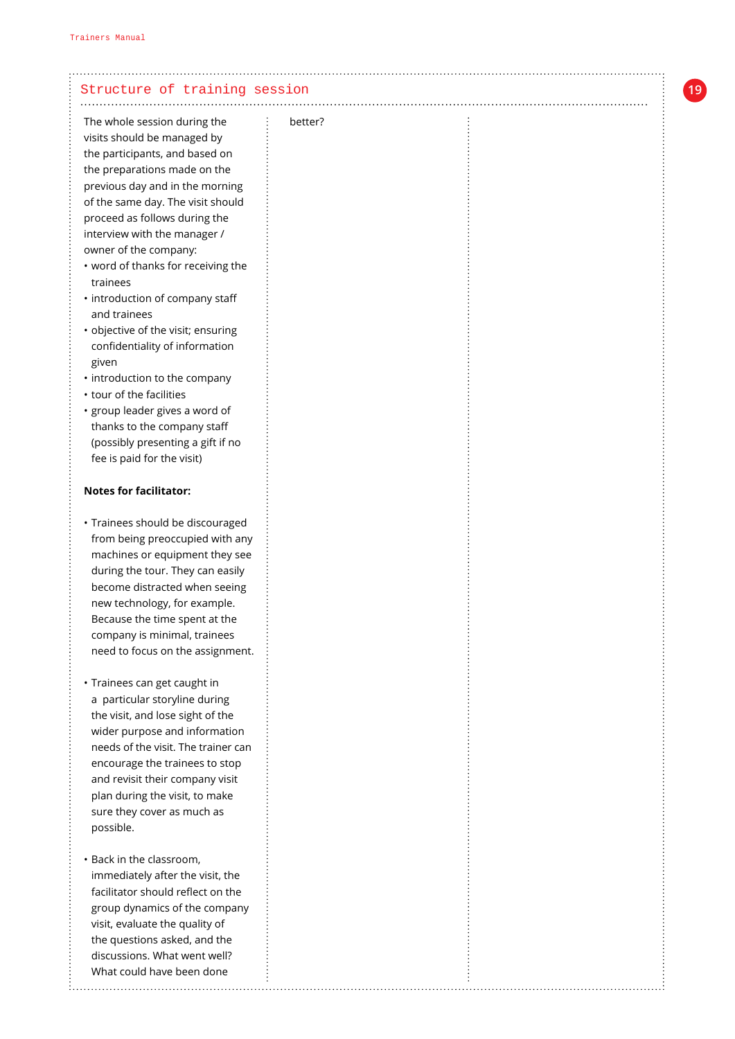## Structure of training session

The whole session during the visits should be managed by the participants, and based on the preparations made on the previous day and in the morning of the same day. The visit should proceed as follows during the interview with the manager / owner of the company:

- word of thanks for receiving the trainees
- introduction of company staff and trainees
- objective of the visit; ensuring confidentiality of information given
- introduction to the company
- tour of the facilities
- group leader gives a word of thanks to the company staff (possibly presenting a gift if no fee is paid for the visit)

**Notes for facilitator:**

- Trainees should be discouraged from being preoccupied with any machines or equipment they see during the tour. They can easily become distracted when seeing new technology, for example. Because the time spent at the company is minimal, trainees need to focus on the assignment.

- Trainees can get caught in a particular storyline during the visit, and lose sight of the wider purpose and information needs of the visit. The trainer can encourage the trainees to stop and revisit their company visit plan during the visit, to make sure they cover as much as possible.

- Back in the classroom, immediately after the visit, the facilitator should reflect on the group dynamics of the company visit, evaluate the quality of the questions asked, and the discussions. What went well? What could have been done better?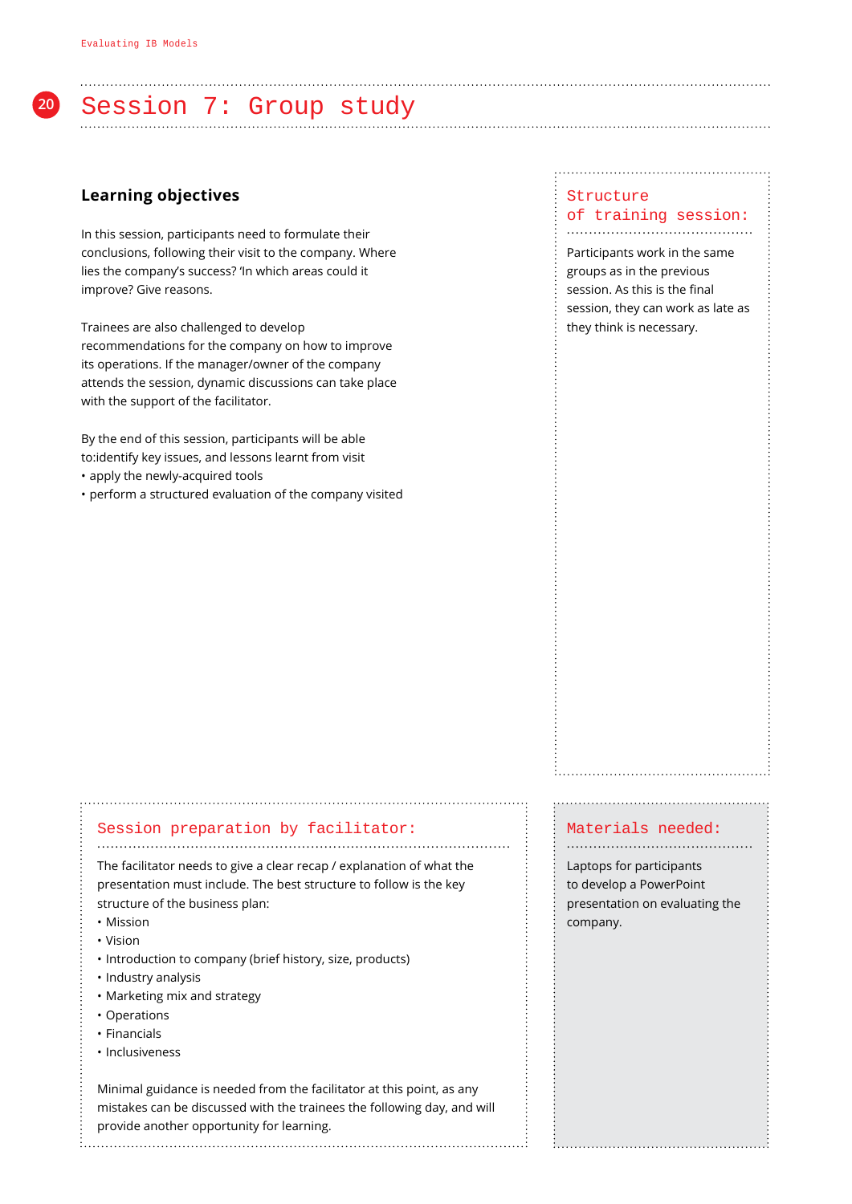# Session 7: Group study

## Learning objectives

In this session, participants need to formulate their conclusions, following their visit to the company. Where lies the company's success? 'In which areas could it improve? Give reasons.

Trainees are also challenged to develop recommendations for the company on how to improve its operations. If the manager/owner of the company attends the session, dynamic discussions can take place with the support of the facilitator.

By the end of this session, participants will be able to:identify key issues, and lessons learnt from visit

- apply the newly-acquired tools
- perform a structured evaluation of the company visited

## Structure of training session:

Participants work in the same groups as in the previous session. As this is the final session, they can work as late as they think is necessary.

## Session preparation by facilitator:

The facilitator needs to give a clear recap / explanation of what the presentation must include. The best structure to follow is the key structure of the business plan:

- Mission
- Vision
- Introduction to company (brief history, size, products)
- Industry analysis
- Marketing mix and strategy
- Operations
- Financials
- Inclusiveness

Minimal guidance is needed from the facilitator at this point, as any mistakes can be discussed with the trainees the following day, and will provide another opportunity for learning.

## Materials needed:

Laptops for participants to develop a PowerPoint presentation on evaluating the company.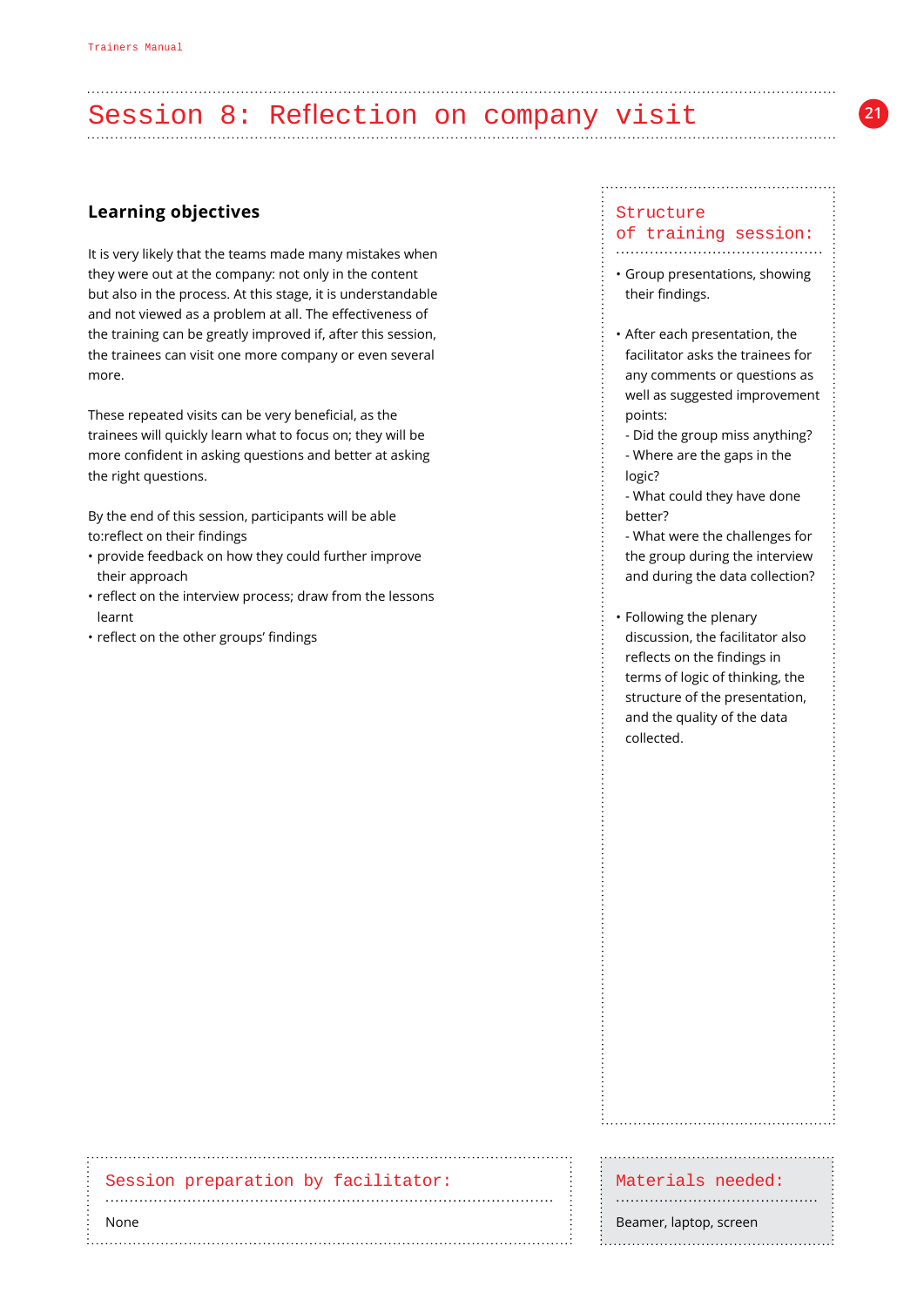# Session 8: Reflection on company visit

## Learning objectives

It is very likely that the teams made many mistakes when they were out at the company: not only in the content but also in the process. At this stage, it is understandable and not viewed as a problem at all. The effectiveness of the training can be greatly improved if, after this session, the trainees can visit one more company or even several more.

These repeated visits can be very beneficial, as the trainees will quickly learn what to focus on; they will be more confident in asking questions and better at asking the right questions.

By the end of this session, participants will be able to:reflect on their findings

- provide feedback on how they could further improve their approach
- reflect on the interview process; draw from the lessons learnt
- reflect on the other groups' findings

## Structure of training session:

- Group presentations, showing their findings.
- After each presentation, the facilitator asks the trainees for any comments or questions as well as suggested improvement points:
  - Did the group miss anything?
  - Where are the gaps in the logic?
  - What could they have done better?
  - What were the challenges for the group during the interview and during the data collection?
- Following the plenary discussion, the facilitator also reflects on the findings in terms of logic of thinking, the structure of the presentation, and the quality of the data collected.

## Session preparation by facilitator:

None

## Materials needed:

Beamer, laptop, screen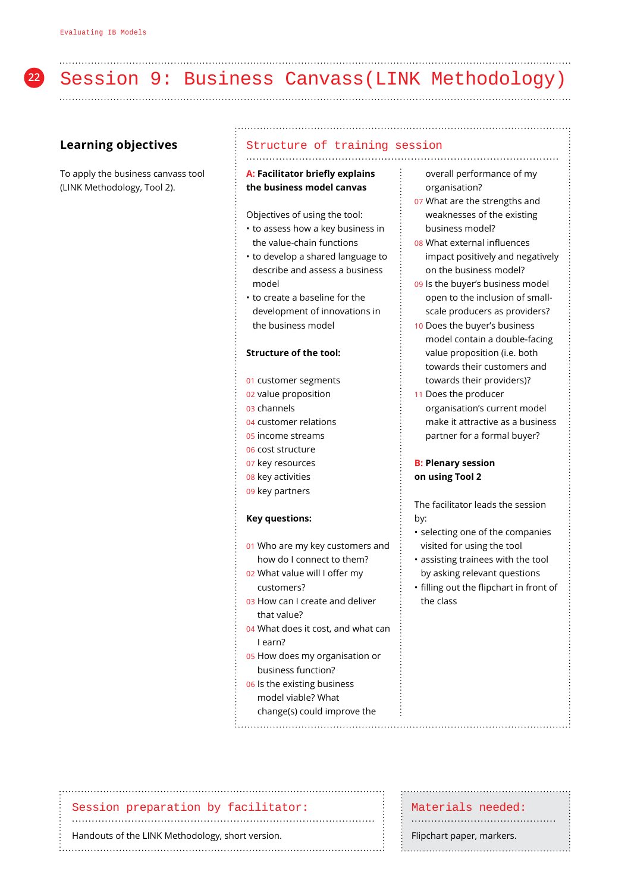# Session 9: Business Canvass(LINK Methodology)

## Learning objectives

To apply the business canvass tool (LINK Methodology, Tool 2).

## Structure of training session

**A: Facilitator briefly explains the business model canvas**

Objectives of using the tool:

- to assess how a key business in the value-chain functions
- to develop a shared language to describe and assess a business model
- to create a baseline for the development of innovations in the business model

**Structure of the tool:**

01 customer segments
02 value proposition
03 channels
04 customer relations
05 income streams
06 cost structure
07 key resources
08 key activities
09 key partners

**Key questions:**

01 Who are my key customers and how do I connect to them?
02 What value will I offer my customers?
03 How can I create and deliver that value?
04 What does it cost, and what can I earn?
05 How does my organisation or business function?
06 Is the existing business model viable? What change(s) could improve the overall performance of my organisation?
07 What are the strengths and weaknesses of the existing business model?
08 What external influences impact positively and negatively on the business model?
09 Is the buyer's business model open to the inclusion of small-scale producers as providers?
10 Does the buyer's business model contain a double-facing value proposition (i.e. both towards their customers and towards their providers)?
11 Does the producer organisation's current model make it attractive as a business partner for a formal buyer?

**B: Plenary session on using Tool 2**

The facilitator leads the session by:

- selecting one of the companies visited for using the tool
- assisting trainees with the tool by asking relevant questions
- filling out the flipchart in front of the class

## Session preparation by facilitator:

Handouts of the LINK Methodology, short version.

## Materials needed:

Flipchart paper, markers.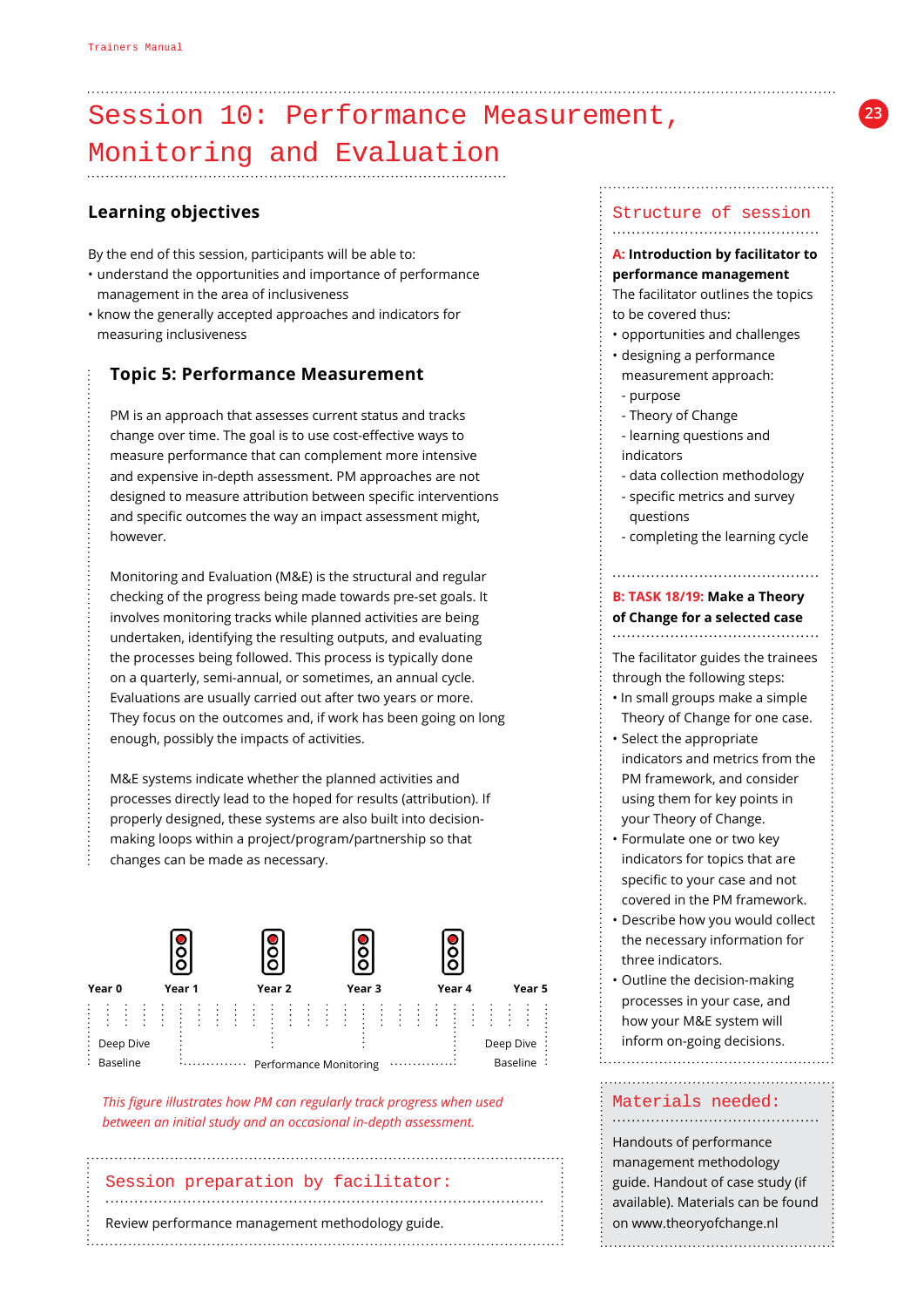# Session 10: Performance Measurement, Monitoring and Evaluation

## Learning objectives

By the end of this session, participants will be able to:

- understand the opportunities and importance of performance management in the area of inclusiveness
- know the generally accepted approaches and indicators for measuring inclusiveness

### Topic 5: Performance Measurement

PM is an approach that assesses current status and tracks change over time. The goal is to use cost-effective ways to measure performance that can complement more intensive and expensive in-depth assessment. PM approaches are not designed to measure attribution between specific interventions and specific outcomes the way an impact assessment might, however.

Monitoring and Evaluation (M&E) is the structural and regular checking of the progress being made towards pre-set goals. It involves monitoring tracks while planned activities are being undertaken, identifying the resulting outputs, and evaluating the processes being followed. This process is typically done on a quarterly, semi-annual, or sometimes, an annual cycle. Evaluations are usually carried out after two years or more. They focus on the outcomes and, if work has been going on long enough, possibly the impacts of activities.

M&E systems indicate whether the planned activities and processes directly lead to the hoped for results (attribution). If properly designed, these systems are also built into decision-making loops within a project/program/partnership so that changes can be made as necessary.

Year 0 | Year 1 | Year 2 | Year 3 | Year 4 | Year 5

Deep Dive Baseline | Performance Monitoring | Deep Dive Baseline

*This figure illustrates how PM can regularly track progress when used between an initial study and an occasional in-depth assessment.*

## Session preparation by facilitator:

Review performance management methodology guide.

## Structure of session

**A: Introduction by facilitator to performance management**

The facilitator outlines the topics to be covered thus:

- opportunities and challenges
- designing a performance measurement approach:
  - purpose
  - Theory of Change
  - learning questions and indicators
  - data collection methodology
  - specific metrics and survey questions
  - completing the learning cycle

**B: TASK 18/19: Make a Theory of Change for a selected case**

The facilitator guides the trainees through the following steps:

- In small groups make a simple Theory of Change for one case.
- Select the appropriate indicators and metrics from the PM framework, and consider using them for key points in your Theory of Change.
- Formulate one or two key indicators for topics that are specific to your case and not covered in the PM framework.
- Describe how you would collect the necessary information for three indicators.
- Outline the decision-making processes in your case, and how your M&E system will inform on-going decisions.

## Materials needed:

Handouts of performance management methodology guide. Handout of case study (if available). Materials can be found on www.theoryofchange.nl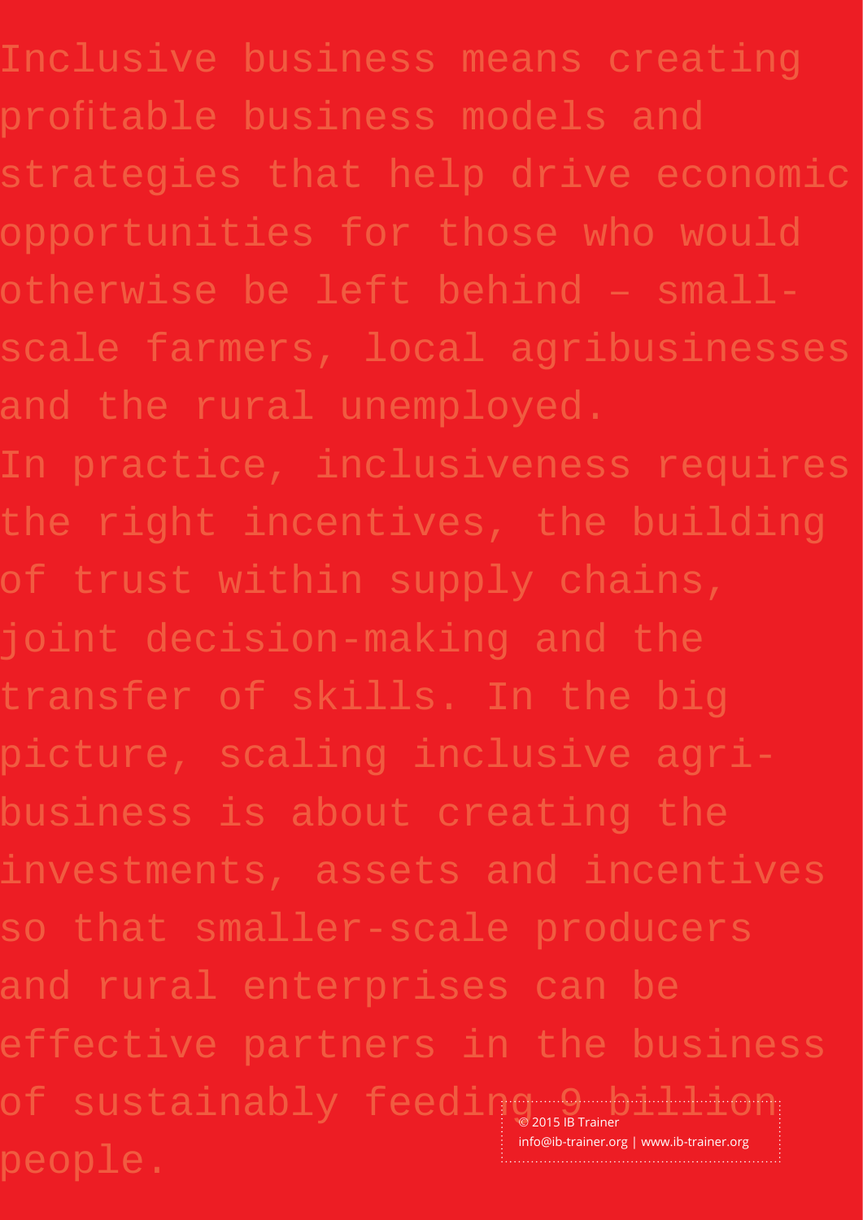Inclusive business means creating profitable business models and strategies that help drive economic opportunities for those who would otherwise be left behind – small-scale farmers, local agribusinesses and the rural unemployed.

In practice, inclusiveness requires the right incentives, the building of trust within supply chains, joint decision-making and the transfer of skills. In the big picture, scaling inclusive agri-business is about creating the investments, assets and incentives so that smaller-scale producers and rural enterprises can be effective partners in the business of sustainably feeding 9 billion people.

© 2015 IB Trainer
info@ib-trainer.org | www.ib-trainer.org